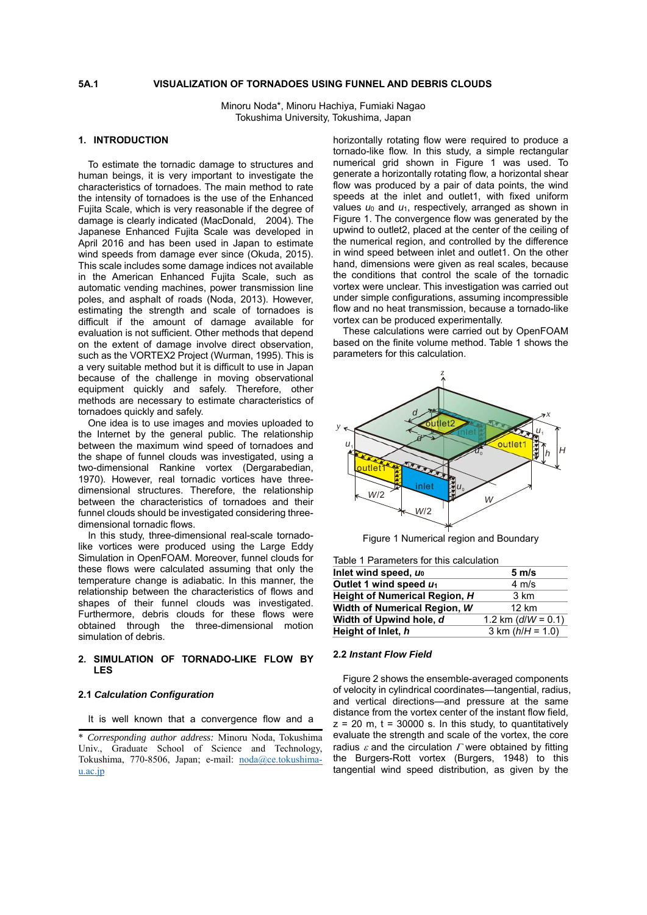**5A.1**

# VISUALIZATION OF TORNADOES USING FUNNEL AND DEBRIS CLOUDS

Minoru Noda*, Minoru Hachiya, Fumiaki Nagao
Tokushima University, Tokushima, Japan

## 1. INTRODUCTION

To estimate the tornadic damage to structures and human beings, it is very important to investigate the characteristics of tornadoes. The main method to rate the intensity of tornadoes is the use of the Enhanced Fujita Scale, which is very reasonable if the degree of damage is clearly indicated (MacDonald, 2004). The Japanese Enhanced Fujita Scale was developed in April 2016 and has been used in Japan to estimate wind speeds from damage ever since (Okuda, 2015). This scale includes some damage indices not available in the American Enhanced Fujita Scale, such as automatic vending machines, power transmission line poles, and asphalt of roads (Noda, 2013). However, estimating the strength and scale of tornadoes is difficult if the amount of damage available for evaluation is not sufficient. Other methods that depend on the extent of damage involve direct observation, such as the VORTEX2 Project (Wurman, 1995). This is a very suitable method but it is difficult to use in Japan because of the challenge in moving observational equipment quickly and safely. Therefore, other methods are necessary to estimate characteristics of tornadoes quickly and safely.

One idea is to use images and movies uploaded to the Internet by the general public. The relationship between the maximum wind speed of tornadoes and the shape of funnel clouds was investigated, using a two-dimensional Rankine vortex (Dergarabedian, 1970). However, real tornadic vortices have three-dimensional structures. Therefore, the relationship between the characteristics of tornadoes and their funnel clouds should be investigated considering three-dimensional tornadic flows.

In this study, three-dimensional real-scale tornado-like vortices were produced using the Large Eddy Simulation in OpenFOAM. Moreover, funnel clouds for these flows were calculated assuming that only the temperature change is adiabatic. In this manner, the relationship between the characteristics of flows and shapes of their funnel clouds was investigated. Furthermore, debris clouds for these flows were obtained through the three-dimensional motion simulation of debris.

## 2. SIMULATION OF TORNADO-LIKE FLOW BY LES

### 2.1 *Calculation Configuration*

It is well known that a convergence flow and a horizontally rotating flow were required to produce a tornado-like flow. In this study, a simple rectangular numerical grid shown in Figure 1 was used. To generate a horizontally rotating flow, a horizontal shear flow was produced by a pair of data points, the wind speeds at the inlet and outlet1, with fixed uniform values $u_0$ and $u_1$, respectively, arranged as shown in Figure 1. The convergence flow was generated by the upwind to outlet2, placed at the center of the ceiling of the numerical region, and controlled by the difference in wind speed between inlet and outlet1. On the other hand, dimensions were given as real scales, because the conditions that control the scale of the tornadic vortex were unclear. This investigation was carried out under simple configurations, assuming incompressible flow and no heat transmission, because a tornado-like vortex can be produced experimentally.

These calculations were carried out by OpenFOAM based on the finite volume method. Table 1 shows the parameters for this calculation.

Figure 1 Numerical region and Boundary

Table 1 Parameters for this calculation

| | |
|---|---|
| **Inlet wind speed, $u_0$** | **5 m/s** |
| **Outlet 1 wind speed $u_1$** | 4 m/s |
| **Height of Numerical Region, *H*** | 3 km |
| **Width of Numerical Region, *W*** | 12 km |
| **Width of Upwind hole, *d*** | 1.2 km ($d/W$ = 0.1) |
| **Height of Inlet, *h*** | 3 km ($h/H$ = 1.0) |

### 2.2 *Instant Flow Field*

Figure 2 shows the ensemble-averaged components of velocity in cylindrical coordinates—tangential, radius, and vertical directions—and pressure at the same distance from the vortex center of the instant flow field, z = 20 m, t = 30000 s. In this study, to quantitatively evaluate the strength and scale of the vortex, the core radius $\varepsilon$ and the circulation $\Gamma$ were obtained by fitting the Burgers-Rott vortex (Burgers, 1948) to this tangential wind speed distribution, as given by the

---

\* *Corresponding author address:* Minoru Noda, Tokushima Univ., Graduate School of Science and Technology, Tokushima, 770-8506, Japan; e-mail: noda@ce.tokushima-u.ac.jp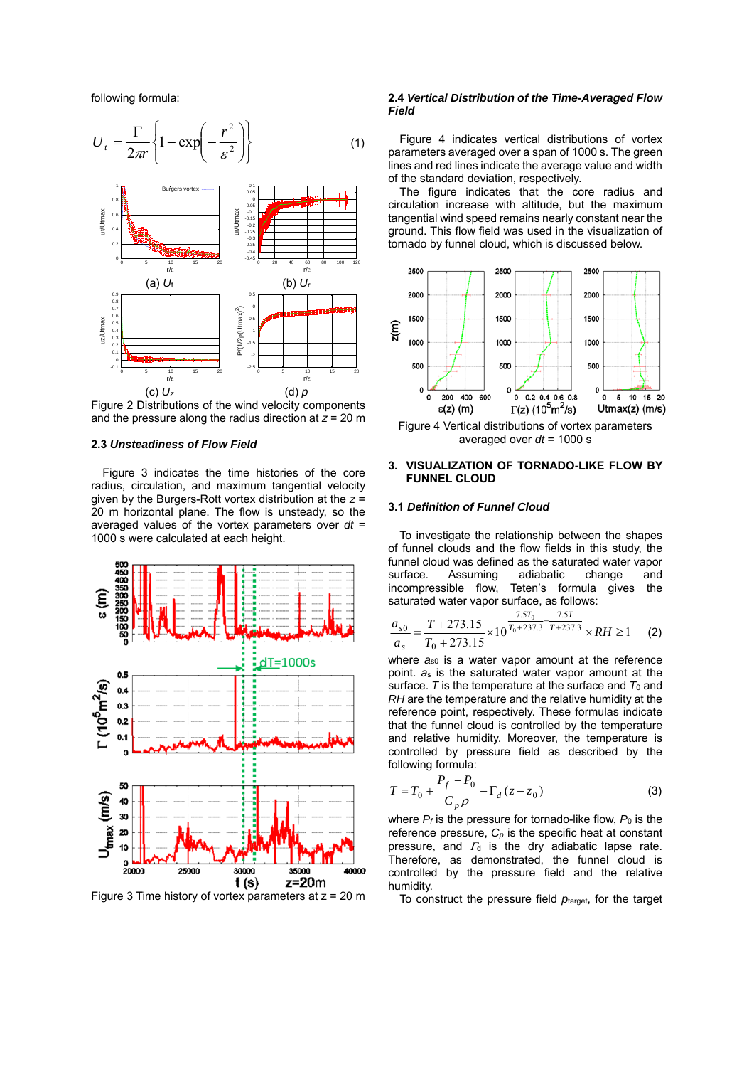following formula:

$$U_t = \frac{\Gamma}{2\pi r}\left\{1-\exp\left(-\frac{r^2}{\varepsilon^2}\right)\right\} \tag{1}$$

(a) $U_t$ (b) $U_r$

(c) $U_z$ (d) $p$

Figure 2 Distributions of the wind velocity components and the pressure along the radius direction at $z$ = 20 m

### 2.3 *Unsteadiness of Flow Field*

Figure 3 indicates the time histories of the core radius, circulation, and maximum tangential velocity given by the Burgers-Rott vortex distribution at the $z$ = 20 m horizontal plane. The flow is unsteady, so the averaged values of the vortex parameters over $dt$ = 1000 s were calculated at each height.

Figure 3 Time history of vortex parameters at z = 20 m

### 2.4 *Vertical Distribution of the Time-Averaged Flow Field*

Figure 4 indicates vertical distributions of vortex parameters averaged over a span of 1000 s. The green lines and red lines indicate the average value and width of the standard deviation, respectively.

The figure indicates that the core radius and circulation increase with altitude, but the maximum tangential wind speed remains nearly constant near the ground. This flow field was used in the visualization of tornado by funnel cloud, which is discussed below.

Figure 4 Vertical distributions of vortex parameters averaged over $dt$ = 1000 s

## 3. VISUALIZATION OF TORNADO-LIKE FLOW BY FUNNEL CLOUD

### 3.1 *Definition of Funnel Cloud*

To investigate the relationship between the shapes of funnel clouds and the flow fields in this study, the funnel cloud was defined as the saturated water vapor surface. Assuming adiabatic change and incompressible flow, Teten's formula gives the saturated water vapor surface, as follows:

$$\frac{a_{s0}}{a_s} = \frac{T+273.15}{T_0+273.15}\times 10^{\frac{7.5T_0}{T_0+237.3}-\frac{7.5T}{T+237.3}}\times RH \geq 1 \tag{2}$$

where $a_{s0}$ is a water vapor amount at the reference point. $a_s$ is the saturated water vapor amount at the surface. $T$ is the temperature at the surface and $T_0$ and $RH$ are the temperature and the relative humidity at the reference point, respectively. These formulas indicate that the funnel cloud is controlled by the temperature and relative humidity. Moreover, the temperature is controlled by pressure field as described by the following formula:

$$T = T_0 + \frac{P_f - P_0}{C_p \rho} - \Gamma_d (z - z_0) \tag{3}$$

where $P_f$ is the pressure for tornado-like flow, $P_0$ is the reference pressure, $C_p$ is the specific heat at constant pressure, and $\Gamma_d$ is the dry adiabatic lapse rate. Therefore, as demonstrated, the funnel cloud is controlled by the pressure field and the relative humidity.

To construct the pressure field $p_{target}$, for the target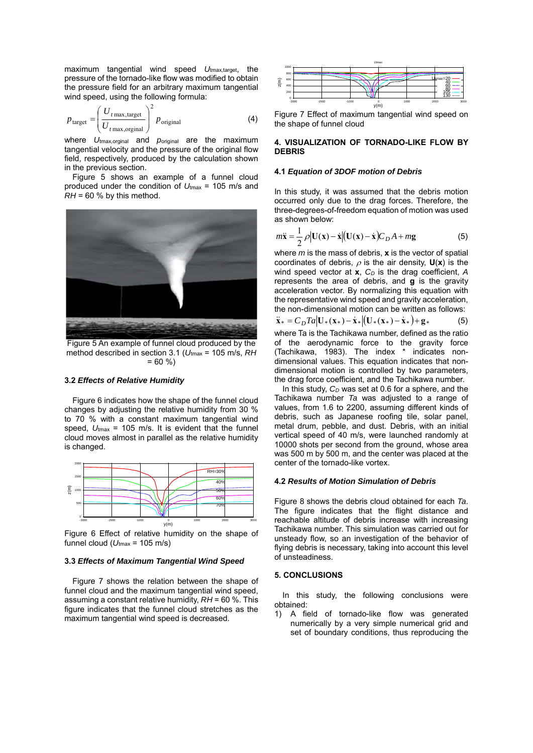maximum tangential wind speed $U_{t\max,\text{target}}$, the pressure of the tornado-like flow was modified to obtain the pressure field for an arbitrary maximum tangential wind speed, using the following formula:

$$p_{\text{target}} = \left( \frac{U_{t\max,\text{target}}}{U_{t\max,\text{orginal}}} \right)^2 p_{\text{original}} \quad (4)$$

where $U_{t\max,\text{orginal}}$ and $p_{\text{original}}$ are the maximum tangential velocity and the pressure of the original flow field, respectively, produced by the calculation shown in the previous section.

Figure 5 shows an example of a funnel cloud produced under the condition of $U_{t\max}$ = 105 m/s and $RH$ = 60 % by this method.

Figure 5 An example of funnel cloud produced by the method described in section 3.1 ($U_{t\max}$ = 105 m/s, $RH$ = 60 %)

### 3.2 *Effects of Relative Humidity*

Figure 6 indicates how the shape of the funnel cloud changes by adjusting the relative humidity from 30 % to 70 % with a constant maximum tangential wind speed, $U_{t\max}$ = 105 m/s. It is evident that the funnel cloud moves almost in parallel as the relative humidity is changed.

Figure 6 Effect of relative humidity on the shape of funnel cloud ($U_{t\max}$ = 105 m/s)

### 3.3 *Effects of Maximum Tangential Wind Speed*

Figure 7 shows the relation between the shape of funnel cloud and the maximum tangential wind speed, assuming a constant relative humidity, $RH$ = 60 %. This figure indicates that the funnel cloud stretches as the maximum tangential wind speed is decreased.

Figure 7 Effect of maximum tangential wind speed on the shape of funnel cloud

## 4. VISUALIZATION OF TORNADO-LIKE FLOW BY DEBRIS

### 4.1 *Equation of 3DOF motion of Debris*

In this study, it was assumed that the debris motion occurred only due to the drag forces. Therefore, the three-degrees-of-freedom equation of motion was used as shown below:

$$m\ddot{\mathbf{x}} = \frac{1}{2}\rho\left|\mathbf{U}(\mathbf{x}) - \dot{\mathbf{x}}\right|\left(\mathbf{U}(\mathbf{x}) - \dot{\mathbf{x}}\right)C_D A + m\mathbf{g} \quad (5)$$

where $m$ is the mass of debris, $\mathbf{x}$ is the vector of spatial coordinates of debris, $\rho$ is the air density, $\mathbf{U}(\mathbf{x})$ is the wind speed vector at $\mathbf{x}$, $C_D$ is the drag coefficient, $A$ represents the area of debris, and $\mathbf{g}$ is the gravity acceleration vector. By normalizing this equation with the representative wind speed and gravity acceleration, the non-dimensional motion can be written as follows:

$$\ddot{\mathbf{x}}_* = C_D Ta\left|\mathbf{U}_*(\mathbf{x}_*) - \dot{\mathbf{x}}_*\right|\left(\mathbf{U}_*(\mathbf{x}_*) - \dot{\mathbf{x}}_*\right) + \mathbf{g}_* \quad (5)$$

where Ta is the Tachikawa number, defined as the ratio of the aerodynamic force to the gravity force (Tachikawa, 1983). The index * indicates non-dimensional values. This equation indicates that non-dimensional motion is controlled by two parameters, the drag force coefficient, and the Tachikawa number.

In this study, $C_D$ was set at 0.6 for a sphere, and the Tachikawa number $Ta$ was adjusted to a range of values, from 1.6 to 2200, assuming different kinds of debris, such as Japanese roofing tile, solar panel, metal drum, pebble, and dust. Debris, with an initial vertical speed of 40 m/s, were launched randomly at 10000 shots per second from the ground, whose area was 500 m by 500 m, and the center was placed at the center of the tornado-like vortex.

### 4.2 *Results of Motion Simulation of Debris*

Figure 8 shows the debris cloud obtained for each $Ta$. The figure indicates that the flight distance and reachable altitude of debris increase with increasing Tachikawa number. This simulation was carried out for unsteady flow, so an investigation of the behavior of flying debris is necessary, taking into account this level of unsteadiness.

## 5. CONCLUSIONS

In this study, the following conclusions were obtained:

1) A field of tornado-like flow was generated numerically by a very simple numerical grid and set of boundary conditions, thus reproducing the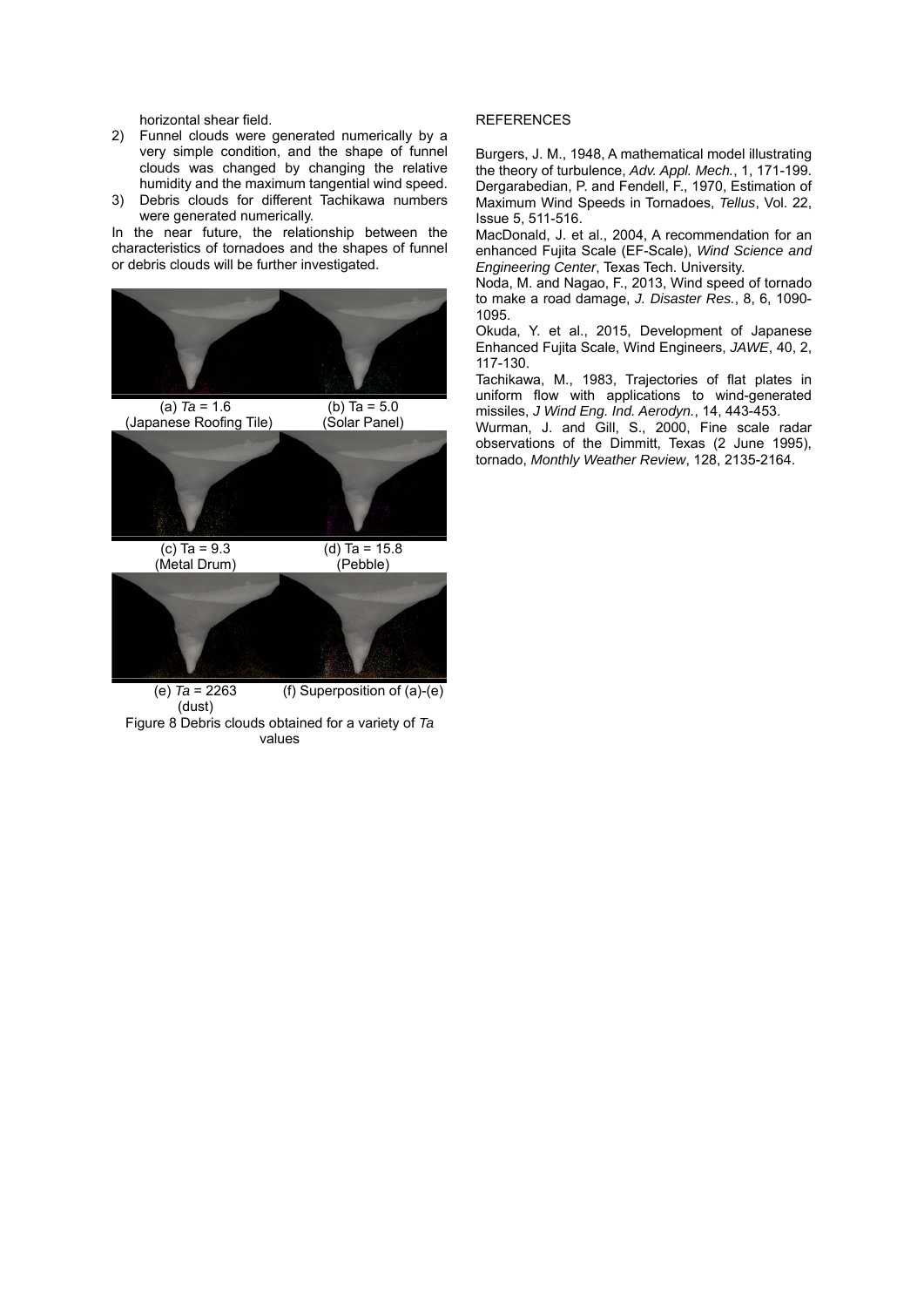horizontal shear field.

2) Funnel clouds were generated numerically by a very simple condition, and the shape of funnel clouds was changed by changing the relative humidity and the maximum tangential wind speed.
3) Debris clouds for different Tachikawa numbers were generated numerically.

In the near future, the relationship between the characteristics of tornadoes and the shapes of funnel or debris clouds will be further investigated.

(a) *Ta* = 1.6 (Japanese Roofing Tile)

(b) Ta = 5.0 (Solar Panel)

(c) Ta = 9.3 (Metal Drum)

(d) Ta = 15.8 (Pebble)

(e) *Ta* = 2263 (dust)

(f) Superposition of (a)-(e)

Figure 8 Debris clouds obtained for a variety of *Ta* values

## REFERENCES

Burgers, J. M., 1948, A mathematical model illustrating the theory of turbulence, *Adv. Appl. Mech.*, 1, 171-199.

Dergarabedian, P. and Fendell, F., 1970, Estimation of Maximum Wind Speeds in Tornadoes, *Tellus*, Vol. 22, Issue 5, 511-516.

MacDonald, J. et al., 2004, A recommendation for an enhanced Fujita Scale (EF-Scale), *Wind Science and Engineering Center*, Texas Tech. University.

Noda, M. and Nagao, F., 2013, Wind speed of tornado to make a road damage, *J. Disaster Res.*, 8, 6, 1090-1095.

Okuda, Y. et al., 2015, Development of Japanese Enhanced Fujita Scale, Wind Engineers, *JAWE*, 40, 2, 117-130.

Tachikawa, M., 1983, Trajectories of flat plates in uniform flow with applications to wind-generated missiles, *J Wind Eng. Ind. Aerodyn.*, 14, 443-453.

Wurman, J. and Gill, S., 2000, Fine scale radar observations of the Dimmitt, Texas (2 June 1995), tornado, *Monthly Weather Review*, 128, 2135-2164.